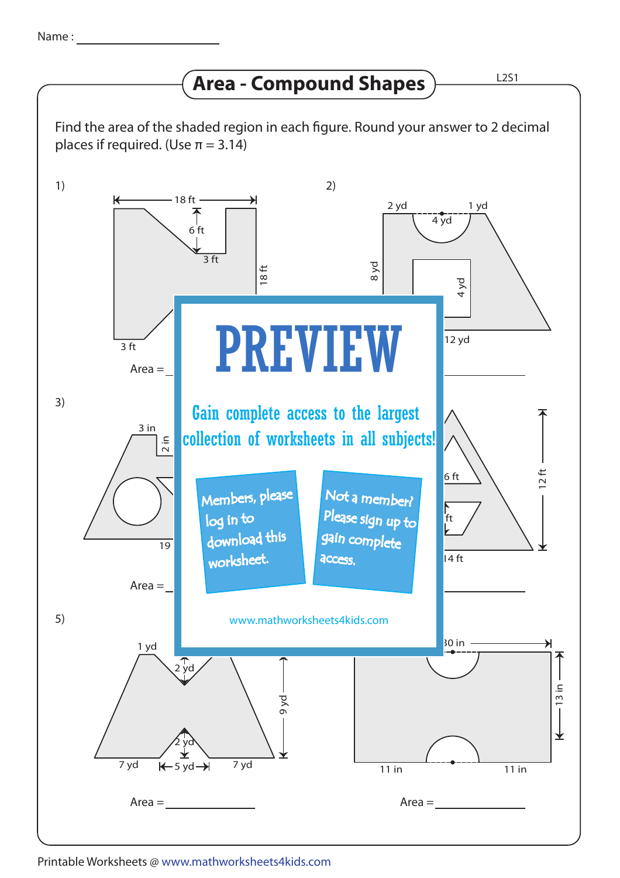Name : ____________________

# Area - Compound Shapes

L2S1

Find the area of the shaded region in each figure. Round your answer to 2 decimal places if required. (Use π = 3.14)

1)

18 ft, 6 ft, 3 ft, 18 ft, 3 ft

Area = ____________

2)

2 yd, 4 yd, 1 yd, 8 yd, 4 yd, 12 yd

Area = ____________

3)

3 in, 2 in, 19

Area = ____________

4)

6 ft, ft, 12 ft, 14 ft

Area = ____________

5)

1 yd, 2 yd, 9 yd, 2 yd, 7 yd, 5 yd, 7 yd

Area = ____________

6)

30 in, 13 in, 11 in, 11 in

Area = ____________

PREVIEW

Gain complete access to the largest collection of worksheets in all subjects!

Members, please log in to download this worksheet.

Not a member? Please sign up to gain complete access.

www.mathworksheets4kids.com

Printable Worksheets @ www.mathworksheets4kids.com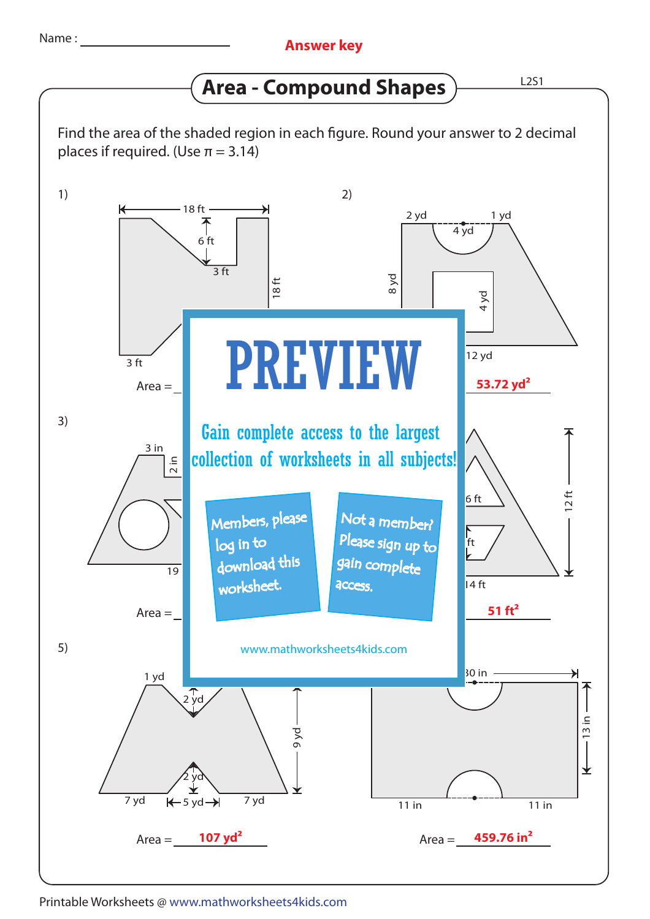Name : ____________________

**Answer key**

# Area - Compound Shapes

L2S1

Find the area of the shaded region in each figure. Round your answer to 2 decimal places if required. (Use $\pi$ = 3.14)

1)

18 ft

6 ft

3 ft

18 ft

3 ft

Area = ____

2)

2 yd

4 yd

1 yd

8 yd

4 yd

12 yd

**53.72 yd²**

3)

3 in

2 in

19

Area = ____

6 ft

ft

12 ft

14 ft

**51 ft²**

5)

1 yd

2 yd

9 yd

2 yd

7 yd

5 yd

7 yd

Area = **107 yd²**

30 in

13 in

11 in

11 in

Area = **459.76 in²**

PREVIEW

Gain complete access to the largest collection of worksheets in all subjects!

Members, please log in to download this worksheet.

Not a member? Please sign up to gain complete access.

www.mathworksheets4kids.com

Printable Worksheets @ www.mathworksheets4kids.com